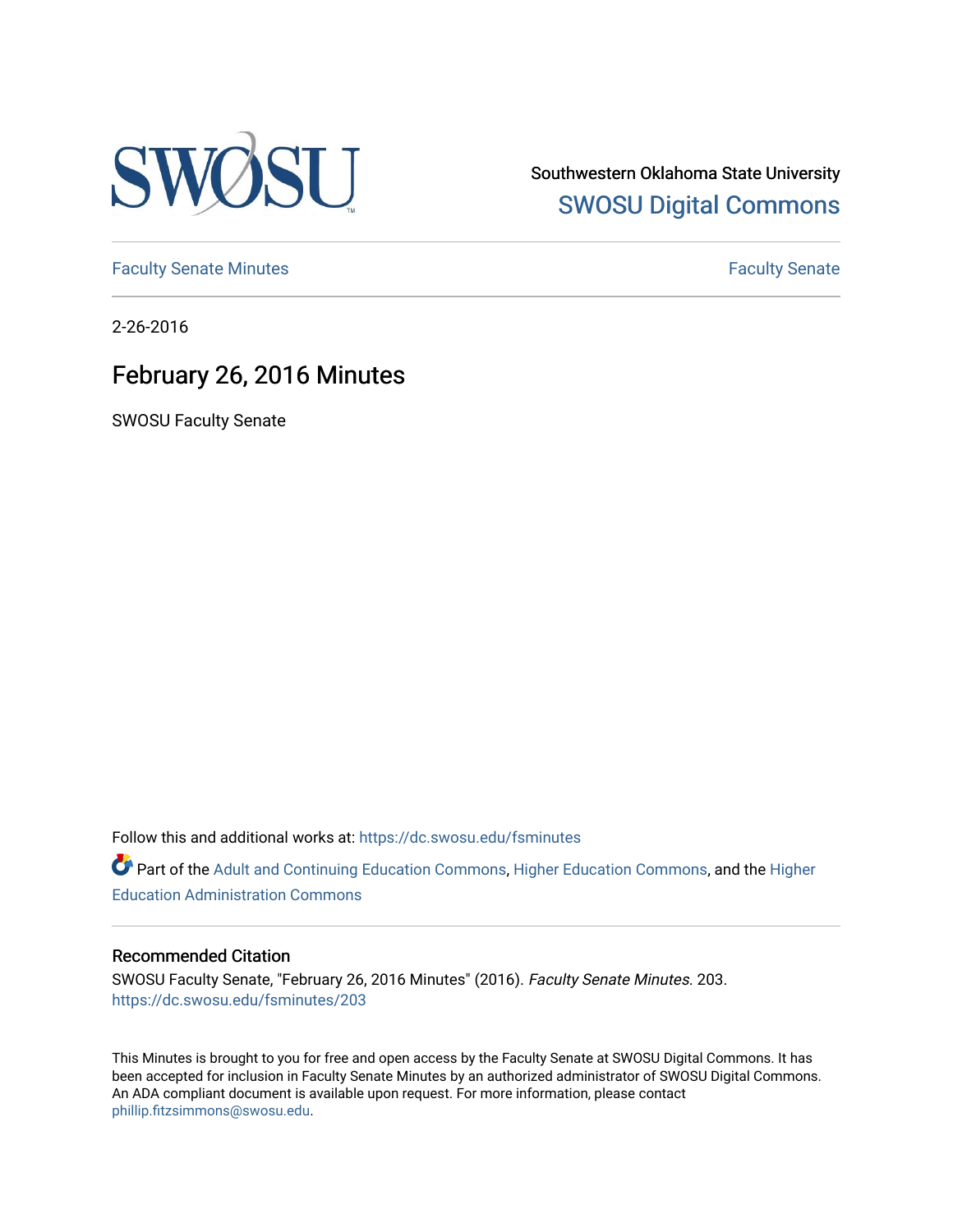Southwestern Oklahoma State University

[SWOSU Digital Commons](https://dc.swosu.edu)

Faculty Senate Minutes | Faculty Senate

2-26-2016

# February 26, 2016 Minutes

SWOSU Faculty Senate

Follow this and additional works at: https://dc.swosu.edu/fsminutes

Part of the Adult and Continuing Education Commons, Higher Education Commons, and the Higher Education Administration Commons

### Recommended Citation

SWOSU Faculty Senate, "February 26, 2016 Minutes" (2016). *Faculty Senate Minutes*. 203.
https://dc.swosu.edu/fsminutes/203

This Minutes is brought to you for free and open access by the Faculty Senate at SWOSU Digital Commons. It has been accepted for inclusion in Faculty Senate Minutes by an authorized administrator of SWOSU Digital Commons. An ADA compliant document is available upon request. For more information, please contact phillip.fitzsimmons@swosu.edu.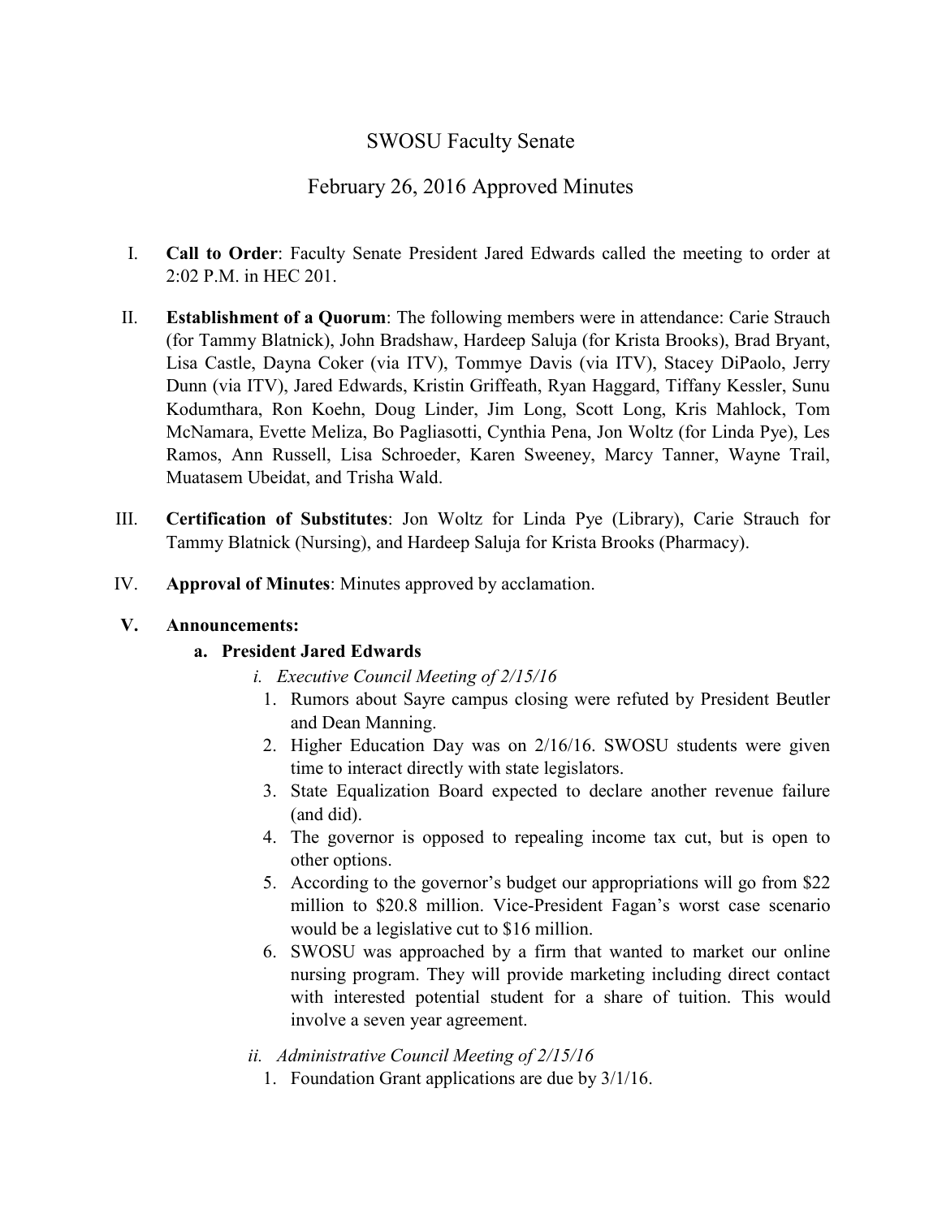# SWOSU Faculty Senate

## February 26, 2016 Approved Minutes

I. **Call to Order**: Faculty Senate President Jared Edwards called the meeting to order at 2:02 P.M. in HEC 201.

II. **Establishment of a Quorum**: The following members were in attendance: Carie Strauch (for Tammy Blatnick), John Bradshaw, Hardeep Saluja (for Krista Brooks), Brad Bryant, Lisa Castle, Dayna Coker (via ITV), Tommye Davis (via ITV), Stacey DiPaolo, Jerry Dunn (via ITV), Jared Edwards, Kristin Griffeath, Ryan Haggard, Tiffany Kessler, Sunu Kodumthara, Ron Koehn, Doug Linder, Jim Long, Scott Long, Kris Mahlock, Tom McNamara, Evette Meliza, Bo Pagliasotti, Cynthia Pena, Jon Woltz (for Linda Pye), Les Ramos, Ann Russell, Lisa Schroeder, Karen Sweeney, Marcy Tanner, Wayne Trail, Muatasem Ubeidat, and Trisha Wald.

III. **Certification of Substitutes**: Jon Woltz for Linda Pye (Library), Carie Strauch for Tammy Blatnick (Nursing), and Hardeep Saluja for Krista Brooks (Pharmacy).

IV. **Approval of Minutes**: Minutes approved by acclamation.

**V. Announcements:**

**a. President Jared Edwards**

*i. Executive Council Meeting of 2/15/16*

1. Rumors about Sayre campus closing were refuted by President Beutler and Dean Manning.
2. Higher Education Day was on 2/16/16. SWOSU students were given time to interact directly with state legislators.
3. State Equalization Board expected to declare another revenue failure (and did).
4. The governor is opposed to repealing income tax cut, but is open to other options.
5. According to the governor's budget our appropriations will go from $22 million to $20.8 million. Vice-President Fagan's worst case scenario would be a legislative cut to $16 million.
6. SWOSU was approached by a firm that wanted to market our online nursing program. They will provide marketing including direct contact with interested potential student for a share of tuition. This would involve a seven year agreement.

*ii. Administrative Council Meeting of 2/15/16*

1. Foundation Grant applications are due by 3/1/16.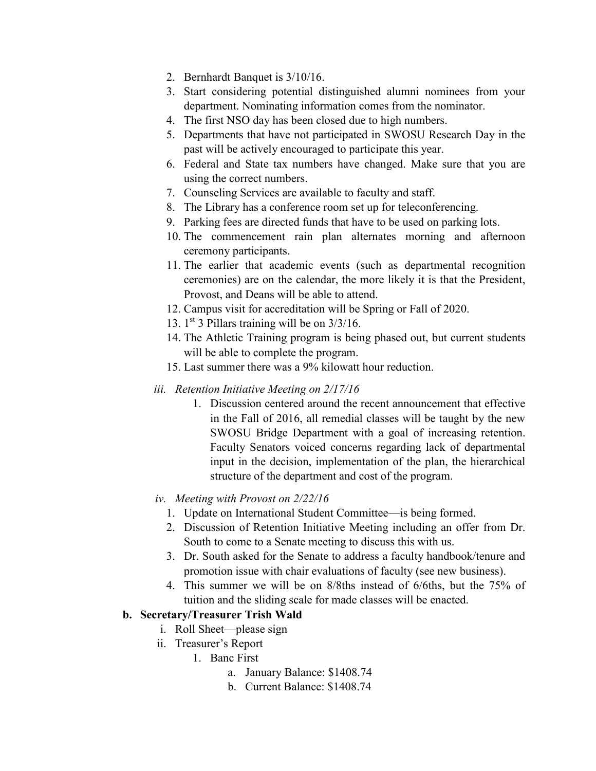2. Bernhardt Banquet is 3/10/16.
3. Start considering potential distinguished alumni nominees from your department. Nominating information comes from the nominator.
4. The first NSO day has been closed due to high numbers.
5. Departments that have not participated in SWOSU Research Day in the past will be actively encouraged to participate this year.
6. Federal and State tax numbers have changed. Make sure that you are using the correct numbers.
7. Counseling Services are available to faculty and staff.
8. The Library has a conference room set up for teleconferencing.
9. Parking fees are directed funds that have to be used on parking lots.
10. The commencement rain plan alternates morning and afternoon ceremony participants.
11. The earlier that academic events (such as departmental recognition ceremonies) are on the calendar, the more likely it is that the President, Provost, and Deans will be able to attend.
12. Campus visit for accreditation will be Spring or Fall of 2020.
13. 1st 3 Pillars training will be on 3/3/16.
14. The Athletic Training program is being phased out, but current students will be able to complete the program.
15. Last summer there was a 9% kilowatt hour reduction.

iii. *Retention Initiative Meeting on 2/17/16*

1. Discussion centered around the recent announcement that effective in the Fall of 2016, all remedial classes will be taught by the new SWOSU Bridge Department with a goal of increasing retention. Faculty Senators voiced concerns regarding lack of departmental input in the decision, implementation of the plan, the hierarchical structure of the department and cost of the program.

iv. *Meeting with Provost on 2/22/16*

1. Update on International Student Committee—is being formed.
2. Discussion of Retention Initiative Meeting including an offer from Dr. South to come to a Senate meeting to discuss this with us.
3. Dr. South asked for the Senate to address a faculty handbook/tenure and promotion issue with chair evaluations of faculty (see new business).
4. This summer we will be on 8/8ths instead of 6/6ths, but the 75% of tuition and the sliding scale for made classes will be enacted.

**b. Secretary/Treasurer Trish Wald**

i. Roll Sheet—please sign

ii. Treasurer's Report

1. Banc First
   a. January Balance: $1408.74
   b. Current Balance: $1408.74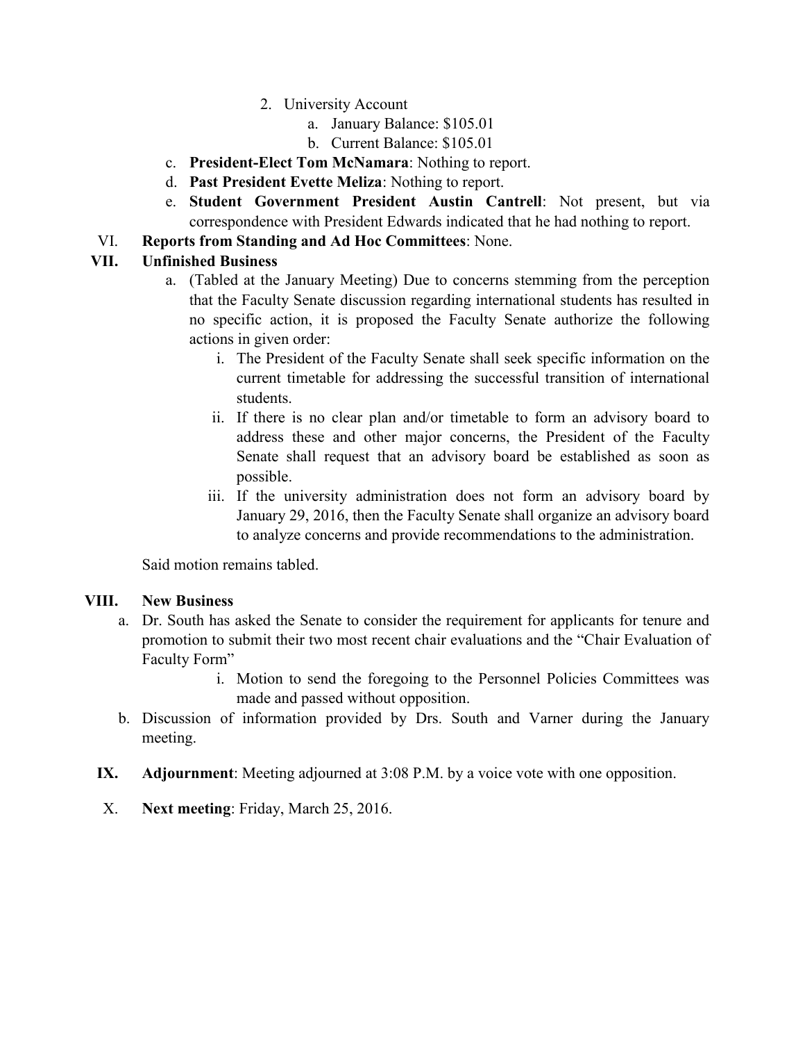2. University Account
    a. January Balance: $105.01
    b. Current Balance: $105.01

c. **President-Elect Tom McNamara**: Nothing to report.

d. **Past President Evette Meliza**: Nothing to report.

e. **Student Government President Austin Cantrell**: Not present, but via correspondence with President Edwards indicated that he had nothing to report.

VI. **Reports from Standing and Ad Hoc Committees**: None.

**VII. Unfinished Business**

a. (Tabled at the January Meeting) Due to concerns stemming from the perception that the Faculty Senate discussion regarding international students has resulted in no specific action, it is proposed the Faculty Senate authorize the following actions in given order:

   i. The President of the Faculty Senate shall seek specific information on the current timetable for addressing the successful transition of international students.

   ii. If there is no clear plan and/or timetable to form an advisory board to address these and other major concerns, the President of the Faculty Senate shall request that an advisory board be established as soon as possible.

   iii. If the university administration does not form an advisory board by January 29, 2016, then the Faculty Senate shall organize an advisory board to analyze concerns and provide recommendations to the administration.

Said motion remains tabled.

**VIII. New Business**

a. Dr. South has asked the Senate to consider the requirement for applicants for tenure and promotion to submit their two most recent chair evaluations and the "Chair Evaluation of Faculty Form"

   i. Motion to send the foregoing to the Personnel Policies Committees was made and passed without opposition.

b. Discussion of information provided by Drs. South and Varner during the January meeting.

**IX. Adjournment**: Meeting adjourned at 3:08 P.M. by a voice vote with one opposition.

X. **Next meeting**: Friday, March 25, 2016.